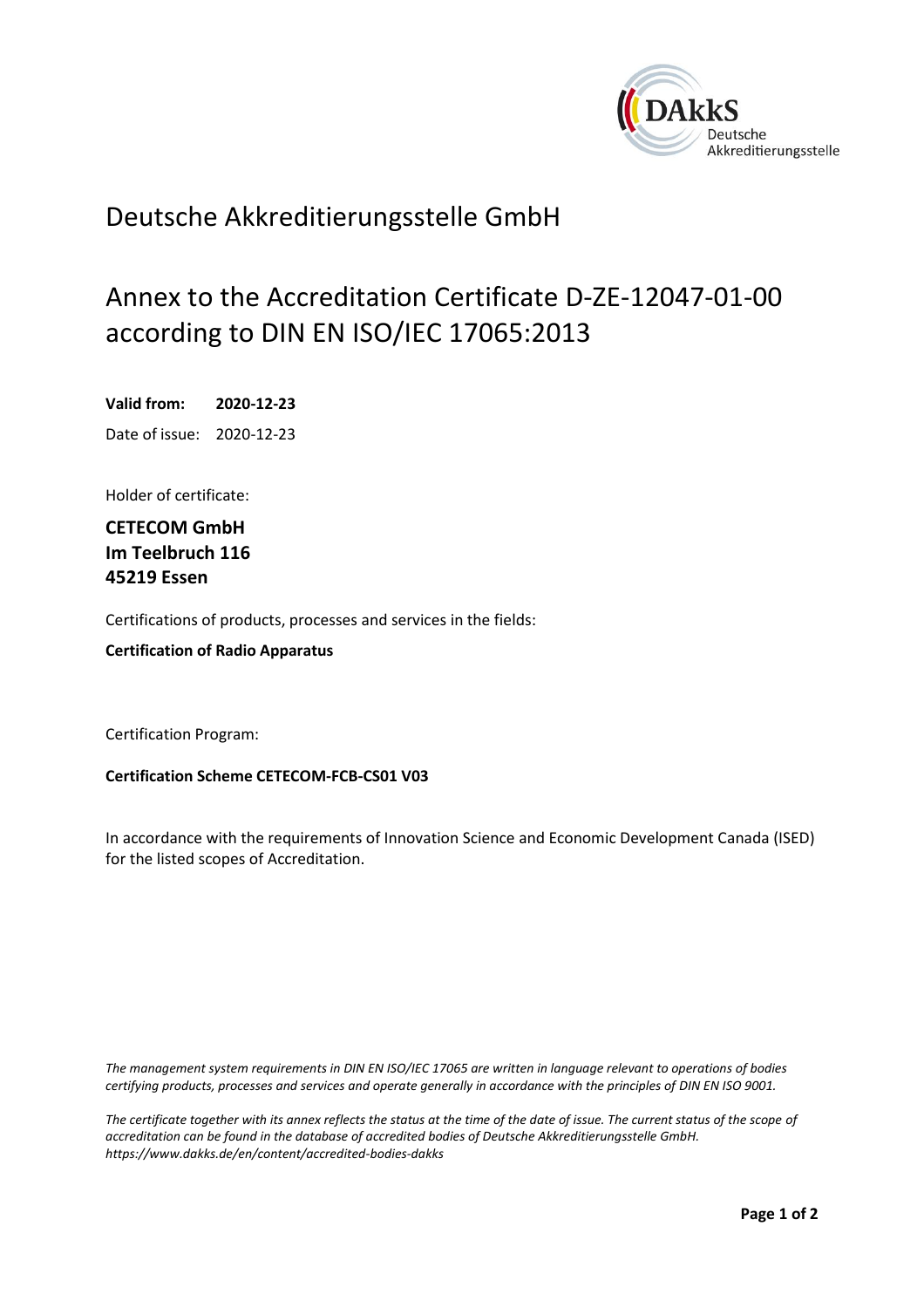# Deutsche Akkreditierungsstelle GmbH

## Annex to the Accreditation Certificate D-ZE-12047-01-00 according to DIN EN ISO/IEC 17065:2013

**Valid from: 2020-12-23**

Date of issue: 2020-12-23

Holder of certificate:

**CETECOM GmbH**
**Im Teelbruch 116**
**45219 Essen**

Certifications of products, processes and services in the fields:

**Certification of Radio Apparatus**

Certification Program:

**Certification Scheme CETECOM-FCB-CS01 V03**

In accordance with the requirements of Innovation Science and Economic Development Canada (ISED) for the listed scopes of Accreditation.

*The management system requirements in DIN EN ISO/IEC 17065 are written in language relevant to operations of bodies certifying products, processes and services and operate generally in accordance with the principles of DIN EN ISO 9001.*

*The certificate together with its annex reflects the status at the time of the date of issue. The current status of the scope of accreditation can be found in the database of accredited bodies of Deutsche Akkreditierungsstelle GmbH. https://www.dakks.de/en/content/accredited-bodies-dakks*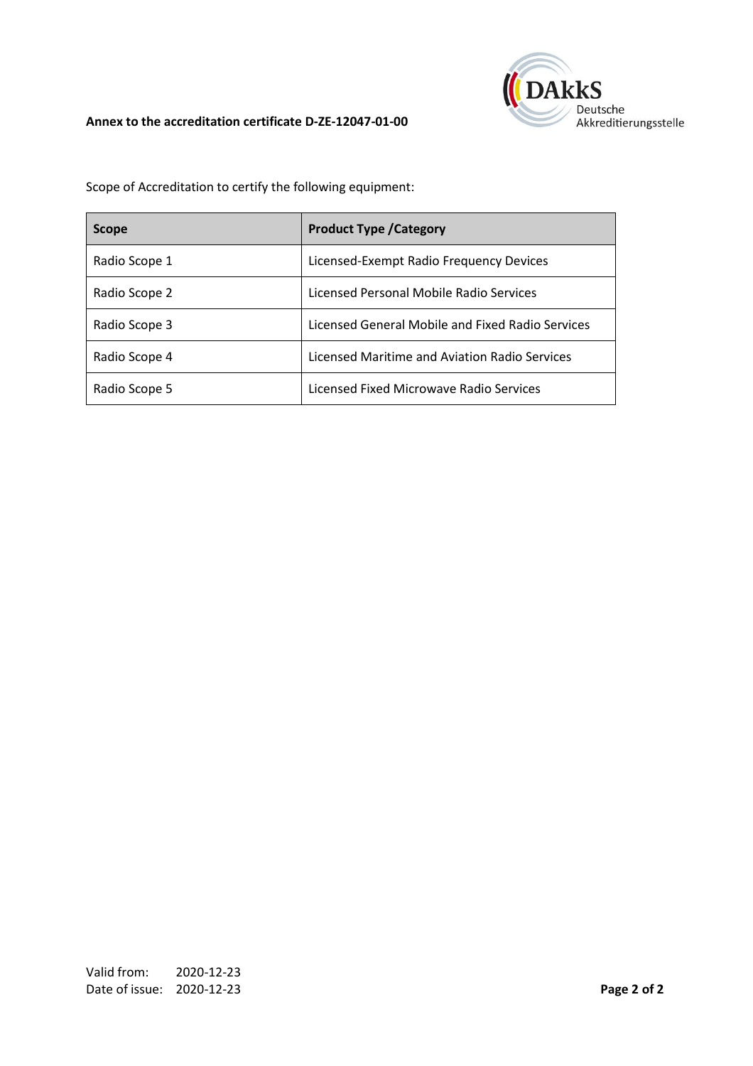**Annex to the accreditation certificate D-ZE-12047-01-00**

Scope of Accreditation to certify the following equipment:

| Scope | Product Type /Category |
|---|---|
| Radio Scope 1 | Licensed-Exempt Radio Frequency Devices |
| Radio Scope 2 | Licensed Personal Mobile Radio Services |
| Radio Scope 3 | Licensed General Mobile and Fixed Radio Services |
| Radio Scope 4 | Licensed Maritime and Aviation Radio Services |
| Radio Scope 5 | Licensed Fixed Microwave Radio Services |

Valid from: 2020-12-23
Date of issue: 2020-12-23